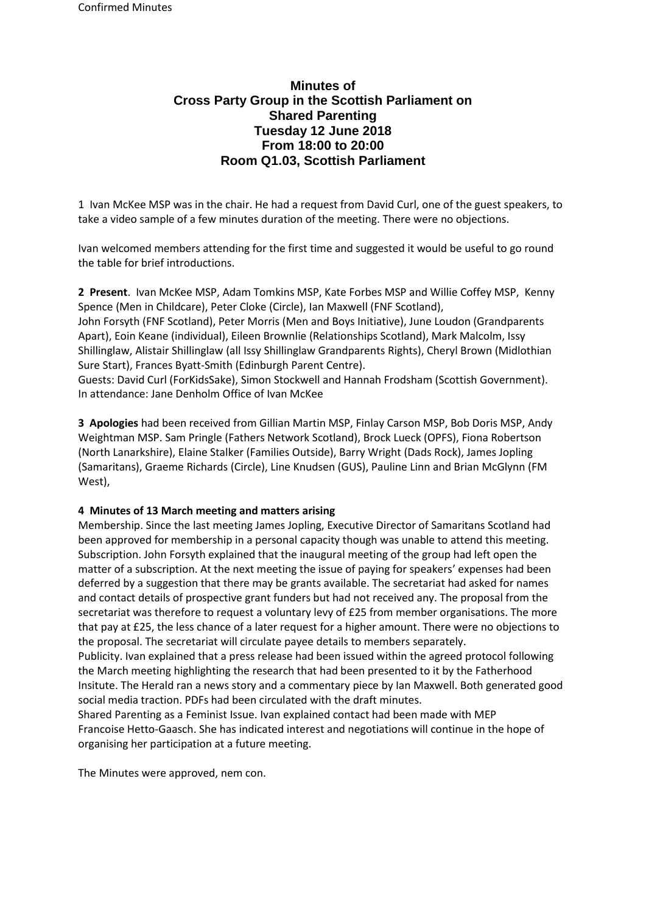Confirmed Minutes

# Minutes of Cross Party Group in the Scottish Parliament on Shared Parenting Tuesday 12 June 2018 From 18:00 to 20:00 Room Q1.03, Scottish Parliament

1 Ivan McKee MSP was in the chair. He had a request from David Curl, one of the guest speakers, to take a video sample of a few minutes duration of the meeting. There were no objections.

Ivan welcomed members attending for the first time and suggested it would be useful to go round the table for brief introductions.

**2 Present**. Ivan McKee MSP, Adam Tomkins MSP, Kate Forbes MSP and Willie Coffey MSP, Kenny Spence (Men in Childcare), Peter Cloke (Circle), Ian Maxwell (FNF Scotland), John Forsyth (FNF Scotland), Peter Morris (Men and Boys Initiative), June Loudon (Grandparents Apart), Eoin Keane (individual), Eileen Brownlie (Relationships Scotland), Mark Malcolm, Issy Shillinglaw, Alistair Shillinglaw (all Issy Shillinglaw Grandparents Rights), Cheryl Brown (Midlothian Sure Start), Frances Byatt-Smith (Edinburgh Parent Centre).
Guests: David Curl (ForKidsSake), Simon Stockwell and Hannah Frodsham (Scottish Government).
In attendance: Jane Denholm Office of Ivan McKee

**3 Apologies** had been received from Gillian Martin MSP, Finlay Carson MSP, Bob Doris MSP, Andy Weightman MSP. Sam Pringle (Fathers Network Scotland), Brock Lueck (OPFS), Fiona Robertson (North Lanarkshire), Elaine Stalker (Families Outside), Barry Wright (Dads Rock), James Jopling (Samaritans), Graeme Richards (Circle), Line Knudsen (GUS), Pauline Linn and Brian McGlynn (FM West),

**4 Minutes of 13 March meeting and matters arising**

Membership. Since the last meeting James Jopling, Executive Director of Samaritans Scotland had been approved for membership in a personal capacity though was unable to attend this meeting.
Subscription. John Forsyth explained that the inaugural meeting of the group had left open the matter of a subscription. At the next meeting the issue of paying for speakers' expenses had been deferred by a suggestion that there may be grants available. The secretariat had asked for names and contact details of prospective grant funders but had not received any. The proposal from the secretariat was therefore to request a voluntary levy of £25 from member organisations. The more that pay at £25, the less chance of a later request for a higher amount. There were no objections to the proposal. The secretariat will circulate payee details to members separately.
Publicity. Ivan explained that a press release had been issued within the agreed protocol following the March meeting highlighting the research that had been presented to it by the Fatherhood Insitute. The Herald ran a news story and a commentary piece by Ian Maxwell. Both generated good social media traction. PDFs had been circulated with the draft minutes.
Shared Parenting as a Feminist Issue. Ivan explained contact had been made with MEP Francoise Hetto-Gaasch. She has indicated interest and negotiations will continue in the hope of organising her participation at a future meeting.

The Minutes were approved, nem con.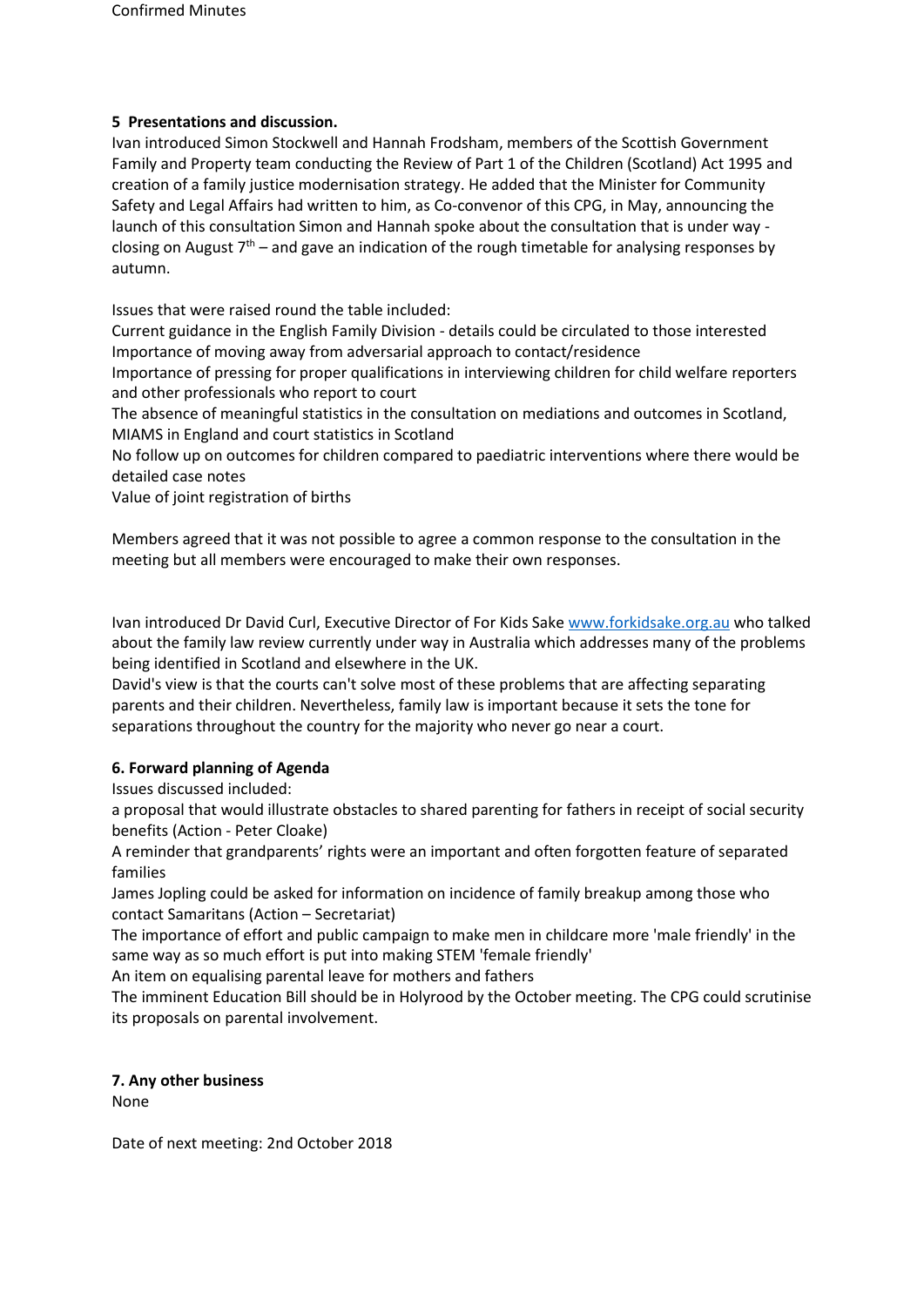### 5 Presentations and discussion.

Ivan introduced Simon Stockwell and Hannah Frodsham, members of the Scottish Government Family and Property team conducting the Review of Part 1 of the Children (Scotland) Act 1995 and creation of a family justice modernisation strategy. He added that the Minister for Community Safety and Legal Affairs had written to him, as Co-convenor of this CPG, in May, announcing the launch of this consultation Simon and Hannah spoke about the consultation that is under way - closing on August 7th – and gave an indication of the rough timetable for analysing responses by autumn.

Issues that were raised round the table included:

Current guidance in the English Family Division - details could be circulated to those interested

Importance of moving away from adversarial approach to contact/residence

Importance of pressing for proper qualifications in interviewing children for child welfare reporters and other professionals who report to court

The absence of meaningful statistics in the consultation on mediations and outcomes in Scotland, MIAMS in England and court statistics in Scotland

No follow up on outcomes for children compared to paediatric interventions where there would be detailed case notes

Value of joint registration of births

Members agreed that it was not possible to agree a common response to the consultation in the meeting but all members were encouraged to make their own responses.

Ivan introduced Dr David Curl, Executive Director of For Kids Sake [www.forkidsake.org.au](http://www.forkidsake.org.au) who talked about the family law review currently under way in Australia which addresses many of the problems being identified in Scotland and elsewhere in the UK.

David's view is that the courts can't solve most of these problems that are affecting separating parents and their children. Nevertheless, family law is important because it sets the tone for separations throughout the country for the majority who never go near a court.

### 6. Forward planning of Agenda

Issues discussed included:

a proposal that would illustrate obstacles to shared parenting for fathers in receipt of social security benefits (Action - Peter Cloake)

A reminder that grandparents' rights were an important and often forgotten feature of separated families

James Jopling could be asked for information on incidence of family breakup among those who contact Samaritans (Action – Secretariat)

The importance of effort and public campaign to make men in childcare more 'male friendly' in the same way as so much effort is put into making STEM 'female friendly'

An item on equalising parental leave for mothers and fathers

The imminent Education Bill should be in Holyrood by the October meeting. The CPG could scrutinise its proposals on parental involvement.

### 7. Any other business

None

Date of next meeting: 2nd October 2018